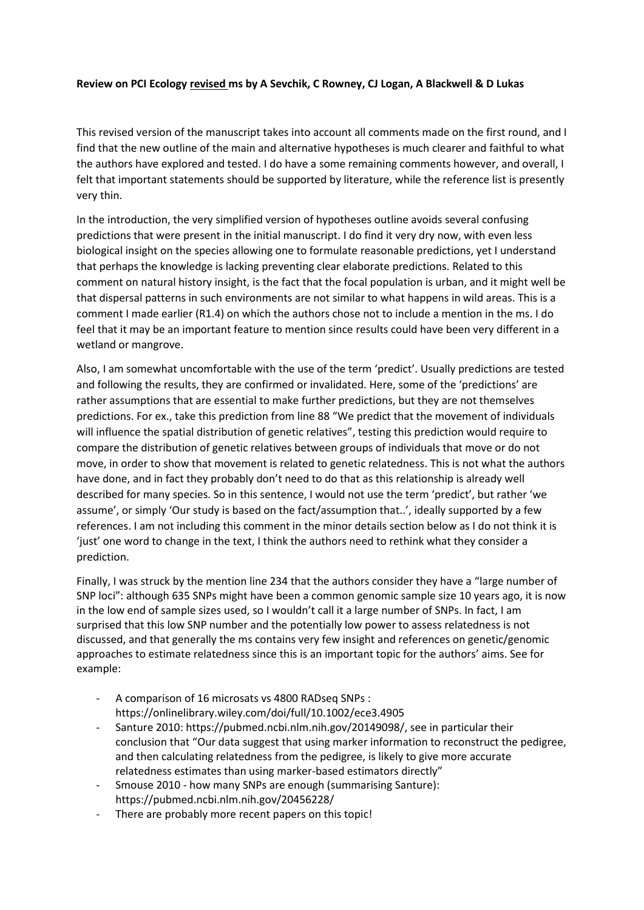**Review on PCI Ecology *revised* ms by A Sevchik, C Rowney, CJ Logan, A Blackwell & D Lukas**

This revised version of the manuscript takes into account all comments made on the first round, and I find that the new outline of the main and alternative hypotheses is much clearer and faithful to what the authors have explored and tested. I do have a some remaining comments however, and overall, I felt that important statements should be supported by literature, while the reference list is presently very thin.

In the introduction, the very simplified version of hypotheses outline avoids several confusing predictions that were present in the initial manuscript. I do find it very dry now, with even less biological insight on the species allowing one to formulate reasonable predictions, yet I understand that perhaps the knowledge is lacking preventing clear elaborate predictions. Related to this comment on natural history insight, is the fact that the focal population is urban, and it might well be that dispersal patterns in such environments are not similar to what happens in wild areas. This is a comment I made earlier (R1.4) on which the authors chose not to include a mention in the ms. I do feel that it may be an important feature to mention since results could have been very different in a wetland or mangrove.

Also, I am somewhat uncomfortable with the use of the term 'predict'. Usually predictions are tested and following the results, they are confirmed or invalidated. Here, some of the 'predictions' are rather assumptions that are essential to make further predictions, but they are not themselves predictions. For ex., take this prediction from line 88 "We predict that the movement of individuals will influence the spatial distribution of genetic relatives", testing this prediction would require to compare the distribution of genetic relatives between groups of individuals that move or do not move, in order to show that movement is related to genetic relatedness. This is not what the authors have done, and in fact they probably don't need to do that as this relationship is already well described for many species. So in this sentence, I would not use the term 'predict', but rather 'we assume', or simply 'Our study is based on the fact/assumption that..', ideally supported by a few references. I am not including this comment in the minor details section below as I do not think it is 'just' one word to change in the text, I think the authors need to rethink what they consider a prediction.

Finally, I was struck by the mention line 234 that the authors consider they have a "large number of SNP loci": although 635 SNPs might have been a common genomic sample size 10 years ago, it is now in the low end of sample sizes used, so I wouldn't call it a large number of SNPs. In fact, I am surprised that this low SNP number and the potentially low power to assess relatedness is not discussed, and that generally the ms contains very few insight and references on genetic/genomic approaches to estimate relatedness since this is an important topic for the authors' aims. See for example:

- A comparison of 16 microsats vs 4800 RADseq SNPs : https://onlinelibrary.wiley.com/doi/full/10.1002/ece3.4905
- Santure 2010: https://pubmed.ncbi.nlm.nih.gov/20149098/, see in particular their conclusion that "Our data suggest that using marker information to reconstruct the pedigree, and then calculating relatedness from the pedigree, is likely to give more accurate relatedness estimates than using marker-based estimators directly"
- Smouse 2010 - how many SNPs are enough (summarising Santure): https://pubmed.ncbi.nlm.nih.gov/20456228/
- There are probably more recent papers on this topic!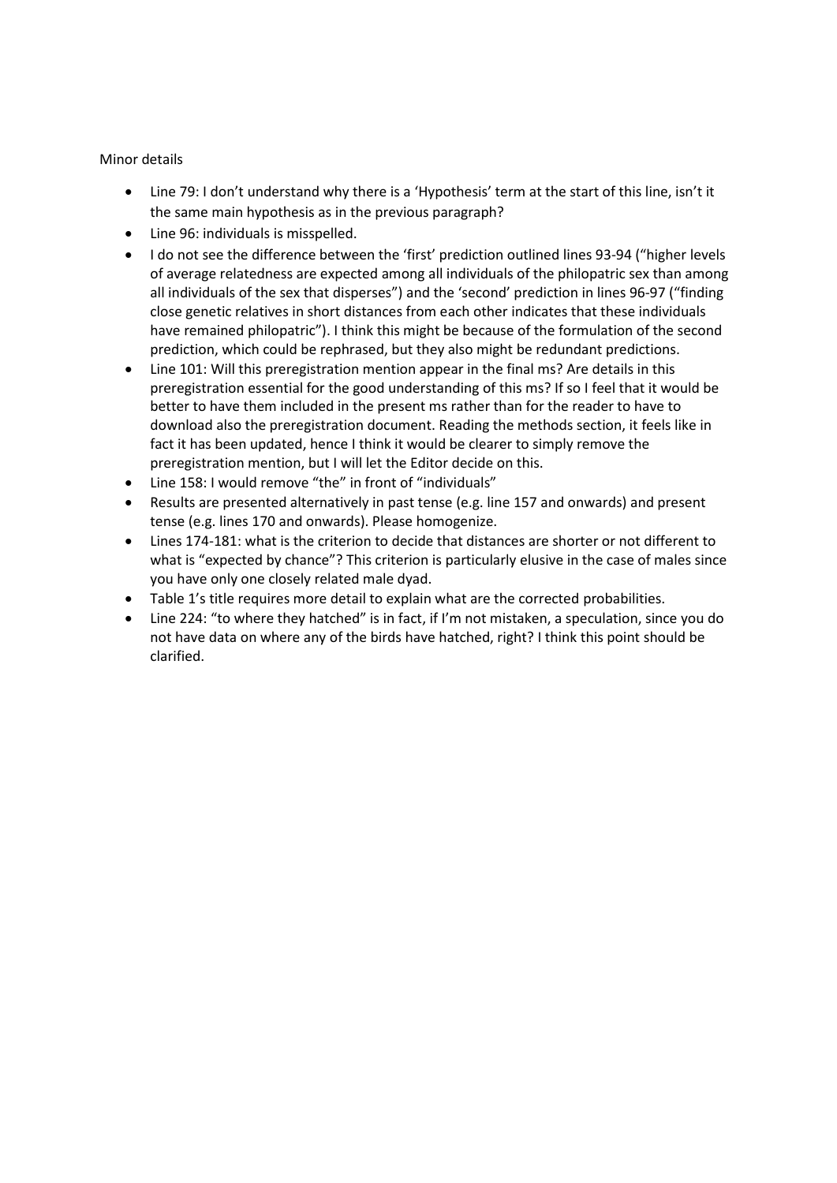Minor details

- Line 79: I don't understand why there is a 'Hypothesis' term at the start of this line, isn't it the same main hypothesis as in the previous paragraph?
- Line 96: individuals is misspelled.
- I do not see the difference between the 'first' prediction outlined lines 93-94 ("higher levels of average relatedness are expected among all individuals of the philopatric sex than among all individuals of the sex that disperses") and the 'second' prediction in lines 96-97 ("finding close genetic relatives in short distances from each other indicates that these individuals have remained philopatric"). I think this might be because of the formulation of the second prediction, which could be rephrased, but they also might be redundant predictions.
- Line 101: Will this preregistration mention appear in the final ms? Are details in this preregistration essential for the good understanding of this ms? If so I feel that it would be better to have them included in the present ms rather than for the reader to have to download also the preregistration document. Reading the methods section, it feels like in fact it has been updated, hence I think it would be clearer to simply remove the preregistration mention, but I will let the Editor decide on this.
- Line 158: I would remove "the" in front of "individuals"
- Results are presented alternatively in past tense (e.g. line 157 and onwards) and present tense (e.g. lines 170 and onwards). Please homogenize.
- Lines 174-181: what is the criterion to decide that distances are shorter or not different to what is "expected by chance"? This criterion is particularly elusive in the case of males since you have only one closely related male dyad.
- Table 1's title requires more detail to explain what are the corrected probabilities.
- Line 224: "to where they hatched" is in fact, if I'm not mistaken, a speculation, since you do not have data on where any of the birds have hatched, right? I think this point should be clarified.